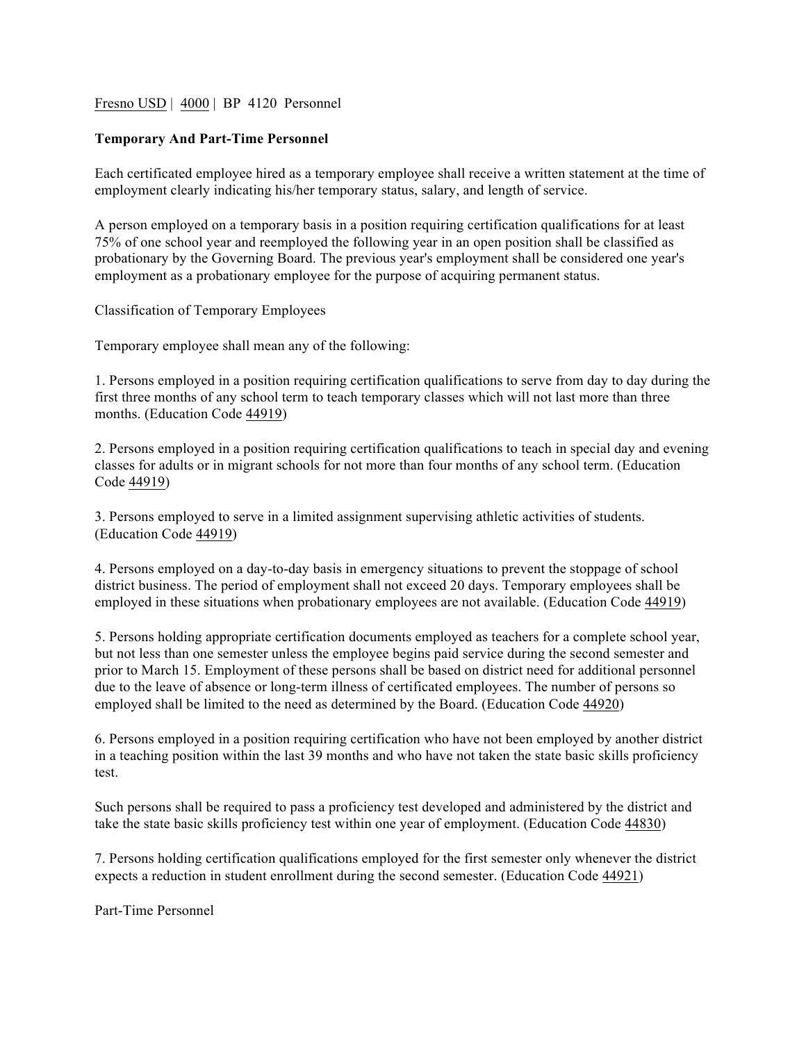Fresno USD | 4000 | BP 4120 Personnel

**Temporary And Part-Time Personnel**

Each certificated employee hired as a temporary employee shall receive a written statement at the time of employment clearly indicating his/her temporary status, salary, and length of service.

A person employed on a temporary basis in a position requiring certification qualifications for at least 75% of one school year and reemployed the following year in an open position shall be classified as probationary by the Governing Board. The previous year's employment shall be considered one year's employment as a probationary employee for the purpose of acquiring permanent status.

Classification of Temporary Employees

Temporary employee shall mean any of the following:

1. Persons employed in a position requiring certification qualifications to serve from day to day during the first three months of any school term to teach temporary classes which will not last more than three months. (Education Code 44919)

2. Persons employed in a position requiring certification qualifications to teach in special day and evening classes for adults or in migrant schools for not more than four months of any school term. (Education Code 44919)

3. Persons employed to serve in a limited assignment supervising athletic activities of students. (Education Code 44919)

4. Persons employed on a day-to-day basis in emergency situations to prevent the stoppage of school district business. The period of employment shall not exceed 20 days. Temporary employees shall be employed in these situations when probationary employees are not available. (Education Code 44919)

5. Persons holding appropriate certification documents employed as teachers for a complete school year, but not less than one semester unless the employee begins paid service during the second semester and prior to March 15. Employment of these persons shall be based on district need for additional personnel due to the leave of absence or long-term illness of certificated employees. The number of persons so employed shall be limited to the need as determined by the Board. (Education Code 44920)

6. Persons employed in a position requiring certification who have not been employed by another district in a teaching position within the last 39 months and who have not taken the state basic skills proficiency test.

Such persons shall be required to pass a proficiency test developed and administered by the district and take the state basic skills proficiency test within one year of employment. (Education Code 44830)

7. Persons holding certification qualifications employed for the first semester only whenever the district expects a reduction in student enrollment during the second semester. (Education Code 44921)

Part-Time Personnel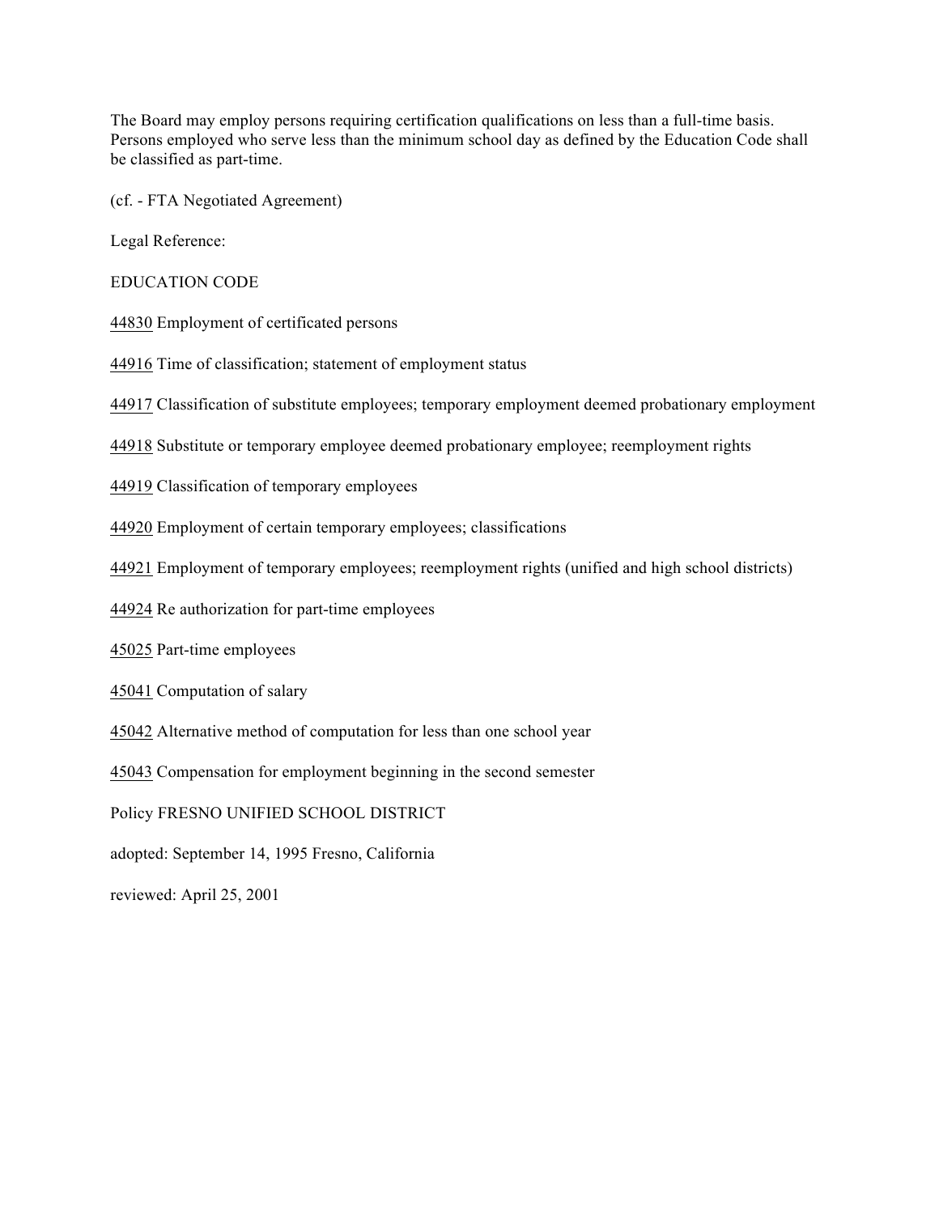The Board may employ persons requiring certification qualifications on less than a full-time basis. Persons employed who serve less than the minimum school day as defined by the Education Code shall be classified as part-time.

(cf. - FTA Negotiated Agreement)

Legal Reference:

EDUCATION CODE

44830 Employment of certificated persons

44916 Time of classification; statement of employment status

44917 Classification of substitute employees; temporary employment deemed probationary employment

44918 Substitute or temporary employee deemed probationary employee; reemployment rights

44919 Classification of temporary employees

44920 Employment of certain temporary employees; classifications

44921 Employment of temporary employees; reemployment rights (unified and high school districts)

44924 Re authorization for part-time employees

45025 Part-time employees

45041 Computation of salary

45042 Alternative method of computation for less than one school year

45043 Compensation for employment beginning in the second semester

Policy FRESNO UNIFIED SCHOOL DISTRICT

adopted: September 14, 1995 Fresno, California

reviewed: April 25, 2001